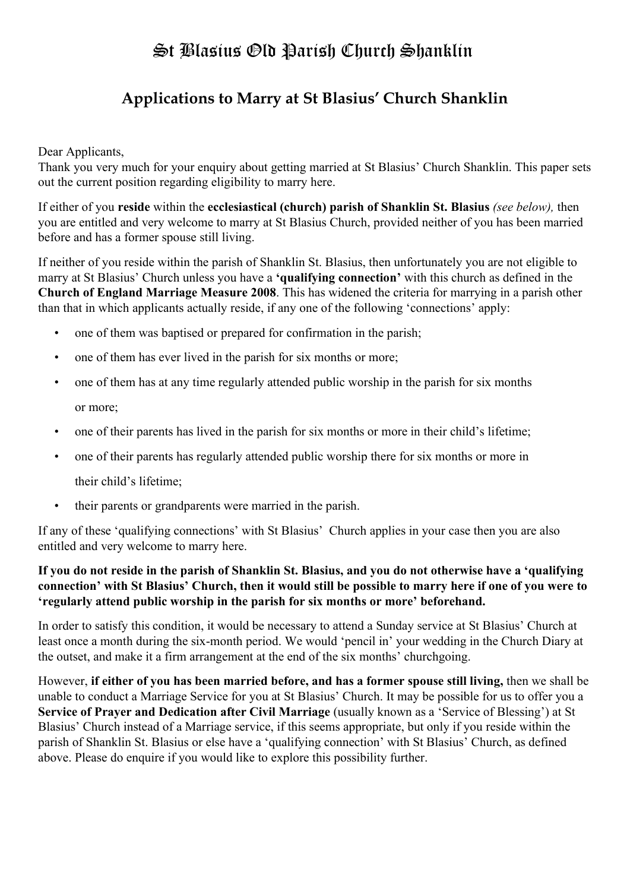# St Blasius Old Parish Church Shanklin

## Applications to Marry at St Blasius' Church Shanklin

Dear Applicants,
Thank you very much for your enquiry about getting married at St Blasius' Church Shanklin. This paper sets out the current position regarding eligibility to marry here.

If either of you **reside** within the **ecclesiastical (church) parish of Shanklin St. Blasius** *(see below),* then you are entitled and very welcome to marry at St Blasius Church, provided neither of you has been married before and has a former spouse still living.

If neither of you reside within the parish of Shanklin St. Blasius, then unfortunately you are not eligible to marry at St Blasius' Church unless you have a **'qualifying connection'** with this church as defined in the **Church of England Marriage Measure 2008**. This has widened the criteria for marrying in a parish other than that in which applicants actually reside, if any one of the following 'connections' apply:

- one of them was baptised or prepared for confirmation in the parish;
- one of them has ever lived in the parish for six months or more;
- one of them has at any time regularly attended public worship in the parish for six months or more;
- one of their parents has lived in the parish for six months or more in their child's lifetime;
- one of their parents has regularly attended public worship there for six months or more in their child's lifetime;
- their parents or grandparents were married in the parish.

If any of these 'qualifying connections' with St Blasius' Church applies in your case then you are also entitled and very welcome to marry here.

**If you do not reside in the parish of Shanklin St. Blasius, and you do not otherwise have a 'qualifying connection' with St Blasius' Church, then it would still be possible to marry here if one of you were to 'regularly attend public worship in the parish for six months or more' beforehand.**

In order to satisfy this condition, it would be necessary to attend a Sunday service at St Blasius' Church at least once a month during the six-month period. We would 'pencil in' your wedding in the Church Diary at the outset, and make it a firm arrangement at the end of the six months' churchgoing.

However, **if either of you has been married before, and has a former spouse still living,** then we shall be unable to conduct a Marriage Service for you at St Blasius' Church. It may be possible for us to offer you a **Service of Prayer and Dedication after Civil Marriage** (usually known as a 'Service of Blessing') at St Blasius' Church instead of a Marriage service, if this seems appropriate, but only if you reside within the parish of Shanklin St. Blasius or else have a 'qualifying connection' with St Blasius' Church, as defined above. Please do enquire if you would like to explore this possibility further.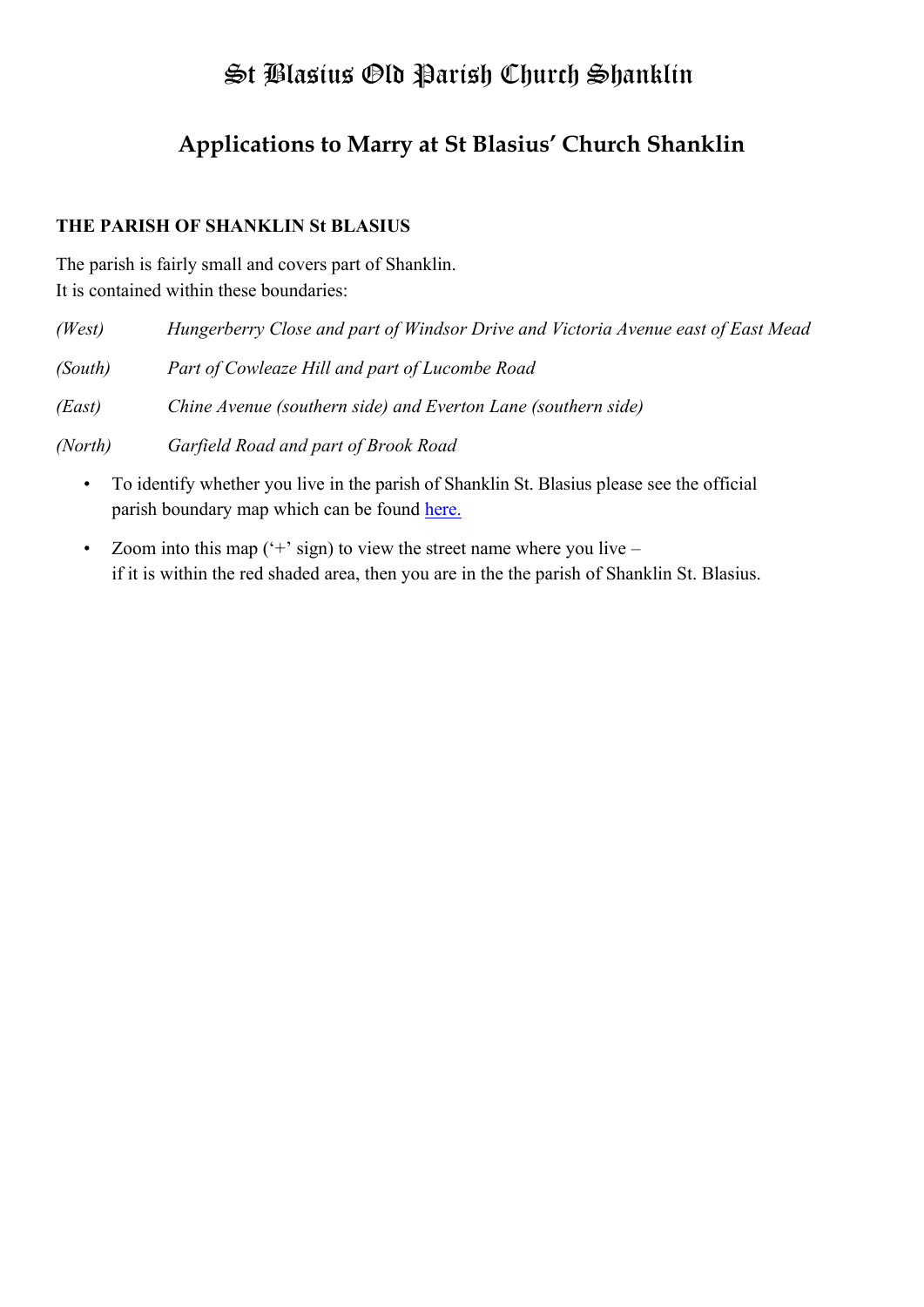# St Blasius Old Parish Church Shanklin

## Applications to Marry at St Blasius' Church Shanklin

**THE PARISH OF SHANKLIN St BLASIUS**

The parish is fairly small and covers part of Shanklin.
It is contained within these boundaries:

| | |
|---|---|
| *(West)* | *Hungerberry Close and part of Windsor Drive and Victoria Avenue east of East Mead* |
| *(South)* | *Part of Cowleaze Hill and part of Lucombe Road* |
| *(East)* | *Chine Avenue (southern side) and Everton Lane (southern side)* |
| *(North)* | *Garfield Road and part of Brook Road* |

- To identify whether you live in the parish of Shanklin St. Blasius please see the official parish boundary map which can be found here.
- Zoom into this map ('+' sign) to view the street name where you live – if it is within the red shaded area, then you are in the the parish of Shanklin St. Blasius.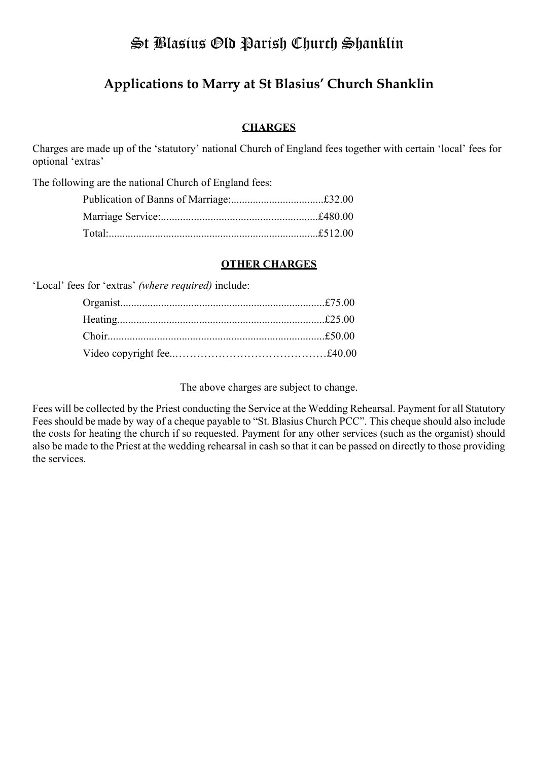# St Blasius Old Parish Church Shanklin

## Applications to Marry at St Blasius' Church Shanklin

### CHARGES

Charges are made up of the 'statutory' national Church of England fees together with certain 'local' fees for optional 'extras'

The following are the national Church of England fees:

- Publication of Banns of Marriage:..................................£32.00
- Marriage Service:.........................................................£480.00
- Total:............................................................................£512.00

### OTHER CHARGES

'Local' fees for 'extras' *(where required)* include:

- Organist..........................................................................£75.00
- Heating...........................................................................£25.00
- Choir...............................................................................£50.00
- Video copyright fee..……………………………………£40.00

The above charges are subject to change.

Fees will be collected by the Priest conducting the Service at the Wedding Rehearsal. Payment for all Statutory Fees should be made by way of a cheque payable to "St. Blasius Church PCC". This cheque should also include the costs for heating the church if so requested. Payment for any other services (such as the organist) should also be made to the Priest at the wedding rehearsal in cash so that it can be passed on directly to those providing the services.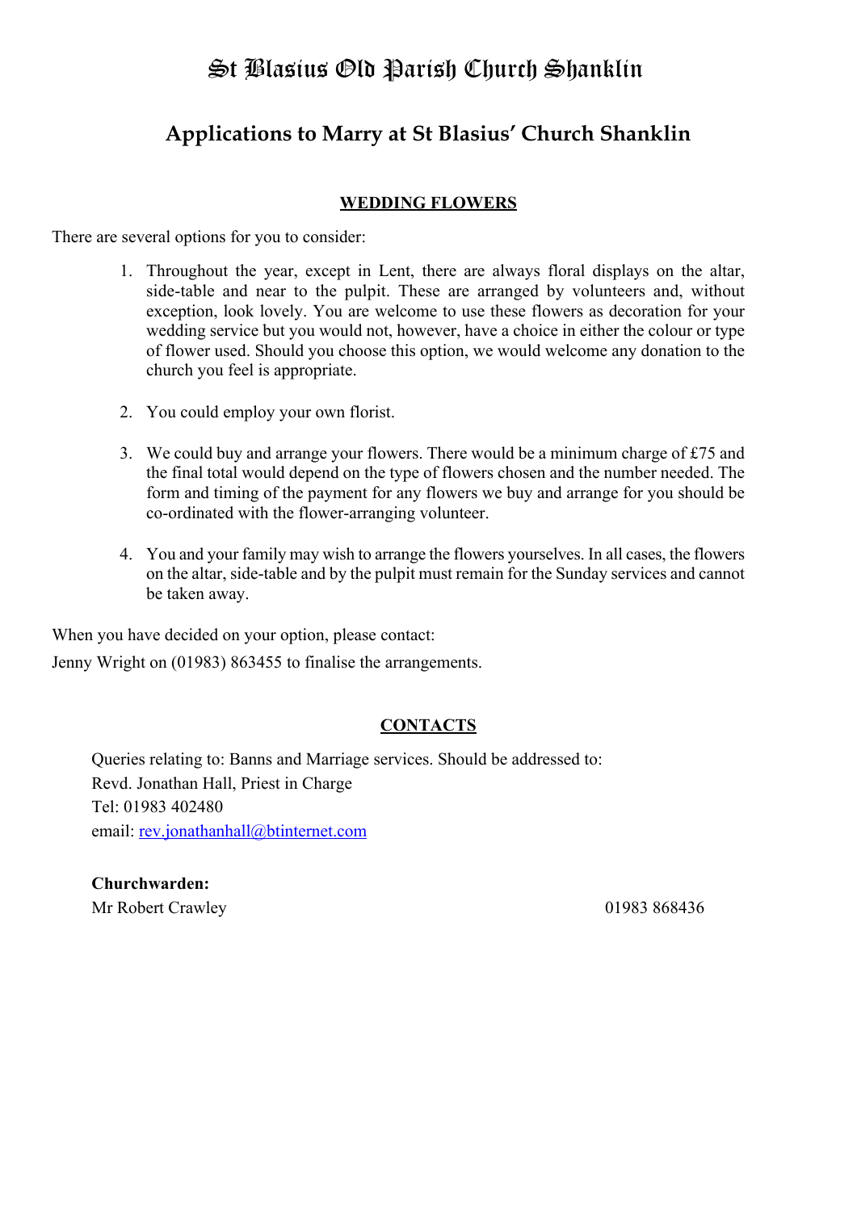# St Blasius Old Parish Church Shanklin

## Applications to Marry at St Blasius' Church Shanklin

### WEDDING FLOWERS

There are several options for you to consider:

1. Throughout the year, except in Lent, there are always floral displays on the altar, side-table and near to the pulpit. These are arranged by volunteers and, without exception, look lovely. You are welcome to use these flowers as decoration for your wedding service but you would not, however, have a choice in either the colour or type of flower used. Should you choose this option, we would welcome any donation to the church you feel is appropriate.

2. You could employ your own florist.

3. We could buy and arrange your flowers. There would be a minimum charge of £75 and the final total would depend on the type of flowers chosen and the number needed. The form and timing of the payment for any flowers we buy and arrange for you should be co-ordinated with the flower-arranging volunteer.

4. You and your family may wish to arrange the flowers yourselves. In all cases, the flowers on the altar, side-table and by the pulpit must remain for the Sunday services and cannot be taken away.

When you have decided on your option, please contact:

Jenny Wright on (01983) 863455 to finalise the arrangements.

### CONTACTS

Queries relating to: Banns and Marriage services. Should be addressed to:
Revd. Jonathan Hall, Priest in Charge
Tel: 01983 402480
email: rev.jonathanhall@btinternet.com

**Churchwarden:**
Mr Robert Crawley 01983 868436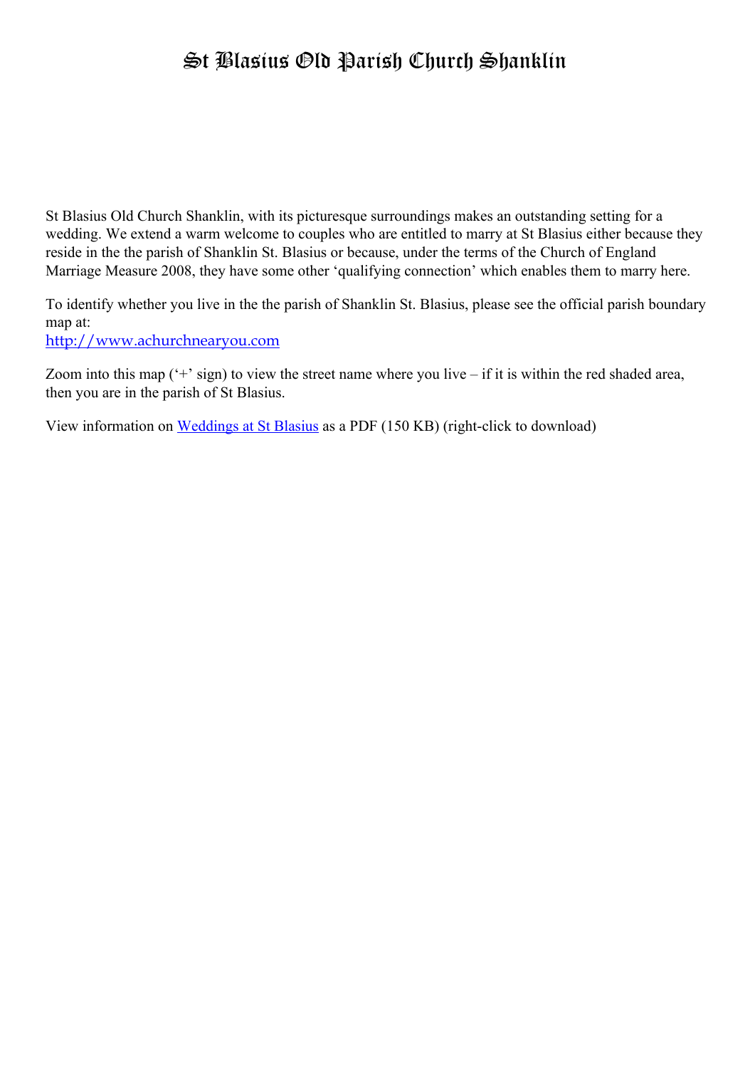# St Blasius Old Parish Church Shanklin

St Blasius Old Church Shanklin, with its picturesque surroundings makes an outstanding setting for a wedding. We extend a warm welcome to couples who are entitled to marry at St Blasius either because they reside in the the parish of Shanklin St. Blasius or because, under the terms of the Church of England Marriage Measure 2008, they have some other 'qualifying connection' which enables them to marry here.

To identify whether you live in the the parish of Shanklin St. Blasius, please see the official parish boundary map at:
[http://www.achurchnearyou.com](http://www.achurchnearyou.com)

Zoom into this map ('+' sign) to view the street name where you live – if it is within the red shaded area, then you are in the parish of St Blasius.

View information on Weddings at St Blasius as a PDF (150 KB) (right-click to download)